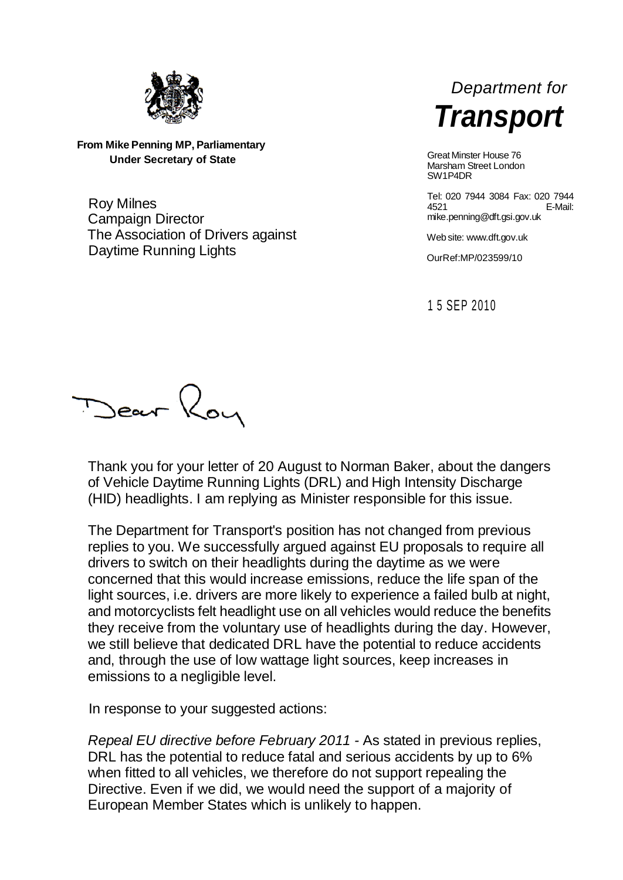From Mike Penning MP, Parliamentary Under Secretary of State

Roy Milnes
Campaign Director
The Association of Drivers against Daytime Running Lights

*Department for*
***Transport***

Great Minster House 76 Marsham Street London SW1P4DR

Tel: 020 7944 3084 Fax: 020 7944 4521 E-Mail: mike.penning@dft.gsi.gov.uk

Web site: www.dft.gov.uk

OurRef:MP/023599/10

1 5 SEP 2010

Dear Roy

Thank you for your letter of 20 August to Norman Baker, about the dangers of Vehicle Daytime Running Lights (DRL) and High Intensity Discharge (HID) headlights. I am replying as Minister responsible for this issue.

The Department for Transport's position has not changed from previous replies to you. We successfully argued against EU proposals to require all drivers to switch on their headlights during the daytime as we were concerned that this would increase emissions, reduce the life span of the light sources, i.e. drivers are more likely to experience a failed bulb at night, and motorcyclists felt headlight use on all vehicles would reduce the benefits they receive from the voluntary use of headlights during the day. However, we still believe that dedicated DRL have the potential to reduce accidents and, through the use of low wattage light sources, keep increases in emissions to a negligible level.

In response to your suggested actions:

*Repeal EU directive before February 2011 -* As stated in previous replies, DRL has the potential to reduce fatal and serious accidents by up to 6% when fitted to all vehicles, we therefore do not support repealing the Directive. Even if we did, we would need the support of a majority of European Member States which is unlikely to happen.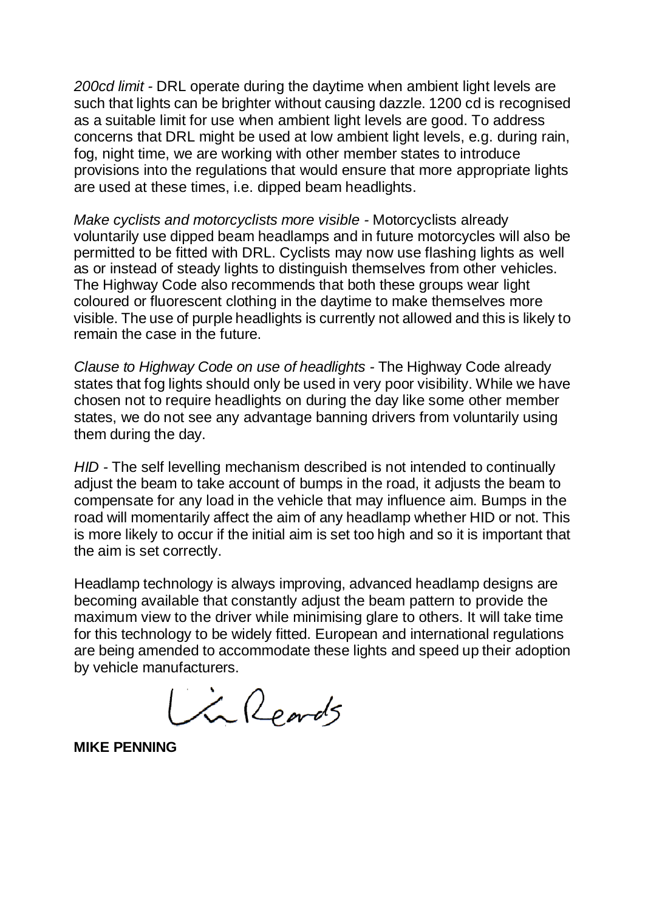*200cd limit* - DRL operate during the daytime when ambient light levels are such that lights can be brighter without causing dazzle. 1200 cd is recognised as a suitable limit for use when ambient light levels are good. To address concerns that DRL might be used at low ambient light levels, e.g. during rain, fog, night time, we are working with other member states to introduce provisions into the regulations that would ensure that more appropriate lights are used at these times, i.e. dipped beam headlights.

*Make cyclists and motorcyclists more visible* - Motorcyclists already voluntarily use dipped beam headlamps and in future motorcycles will also be permitted to be fitted with DRL. Cyclists may now use flashing lights as well as or instead of steady lights to distinguish themselves from other vehicles. The Highway Code also recommends that both these groups wear light coloured or fluorescent clothing in the daytime to make themselves more visible. The use of purple headlights is currently not allowed and this is likely to remain the case in the future.

*Clause to Highway Code on use of headlights* - The Highway Code already states that fog lights should only be used in very poor visibility. While we have chosen not to require headlights on during the day like some other member states, we do not see any advantage banning drivers from voluntarily using them during the day.

*HID* - The self levelling mechanism described is not intended to continually adjust the beam to take account of bumps in the road, it adjusts the beam to compensate for any load in the vehicle that may influence aim. Bumps in the road will momentarily affect the aim of any headlamp whether HID or not. This is more likely to occur if the initial aim is set too high and so it is important that the aim is set correctly.

Headlamp technology is always improving, advanced headlamp designs are becoming available that constantly adjust the beam pattern to provide the maximum view to the driver while minimising glare to others. It will take time for this technology to be widely fitted. European and international regulations are being amended to accommodate these lights and speed up their adoption by vehicle manufacturers.

Kind Regards

**MIKE PENNING**